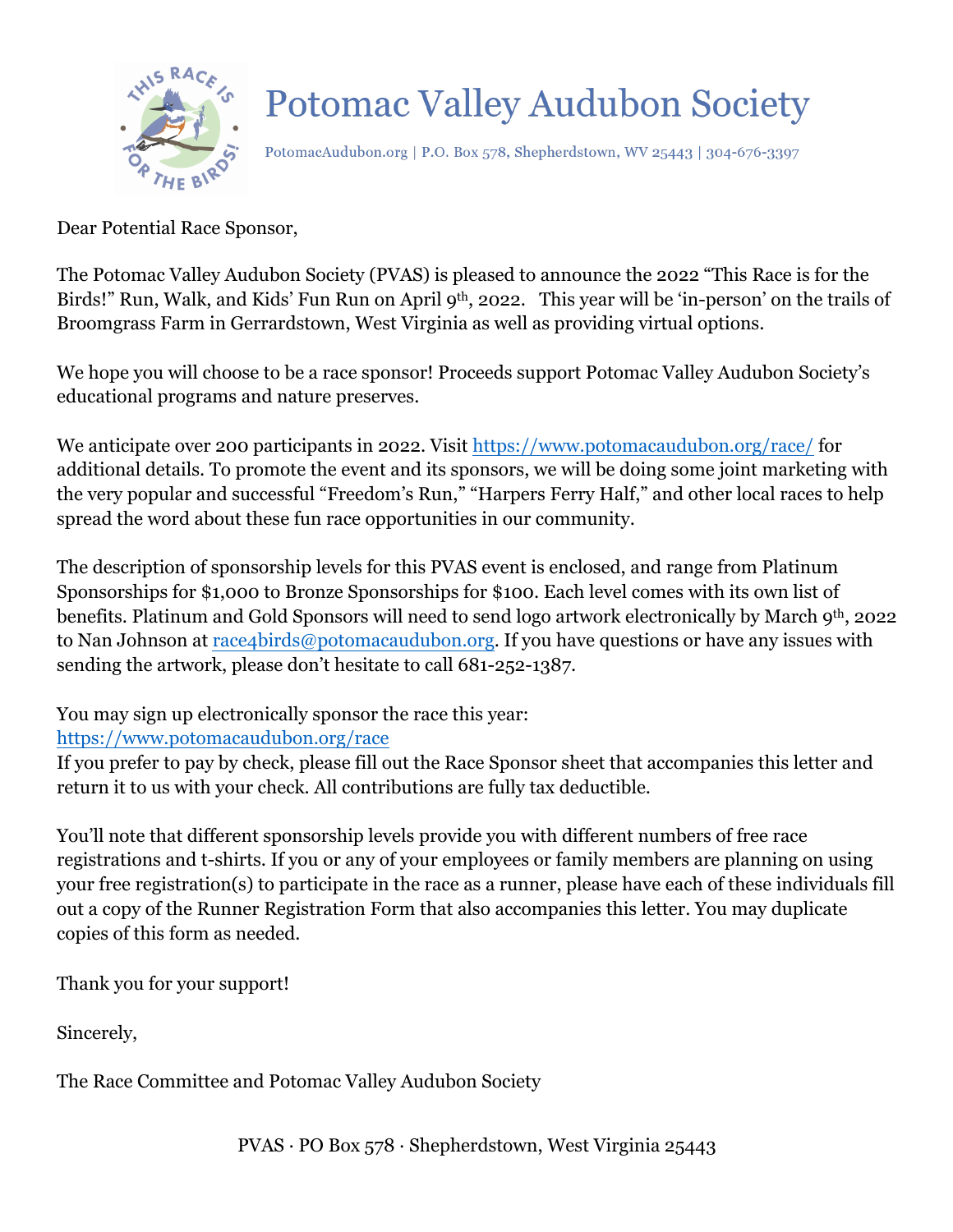# Potomac Valley Audubon Society

PotomacAudubon.org | P.O. Box 578, Shepherdstown, WV 25443 | 304-676-3397

Dear Potential Race Sponsor,

The Potomac Valley Audubon Society (PVAS) is pleased to announce the 2022 "This Race is for the Birds!" Run, Walk, and Kids' Fun Run on April 9th, 2022. This year will be 'in-person' on the trails of Broomgrass Farm in Gerrardstown, West Virginia as well as providing virtual options.

We hope you will choose to be a race sponsor! Proceeds support Potomac Valley Audubon Society's educational programs and nature preserves.

We anticipate over 200 participants in 2022. Visit https://www.potomacaudubon.org/race/ for additional details. To promote the event and its sponsors, we will be doing some joint marketing with the very popular and successful "Freedom's Run," "Harpers Ferry Half," and other local races to help spread the word about these fun race opportunities in our community.

The description of sponsorship levels for this PVAS event is enclosed, and range from Platinum Sponsorships for $1,000 to Bronze Sponsorships for $100. Each level comes with its own list of benefits. Platinum and Gold Sponsors will need to send logo artwork electronically by March 9th, 2022 to Nan Johnson at race4birds@potomacaudubon.org. If you have questions or have any issues with sending the artwork, please don't hesitate to call 681-252-1387.

You may sign up electronically sponsor the race this year:
https://www.potomacaudubon.org/race
If you prefer to pay by check, please fill out the Race Sponsor sheet that accompanies this letter and return it to us with your check. All contributions are fully tax deductible.

You'll note that different sponsorship levels provide you with different numbers of free race registrations and t-shirts. If you or any of your employees or family members are planning on using your free registration(s) to participate in the race as a runner, please have each of these individuals fill out a copy of the Runner Registration Form that also accompanies this letter. You may duplicate copies of this form as needed.

Thank you for your support!

Sincerely,

The Race Committee and Potomac Valley Audubon Society

PVAS · PO Box 578 · Shepherdstown, West Virginia 25443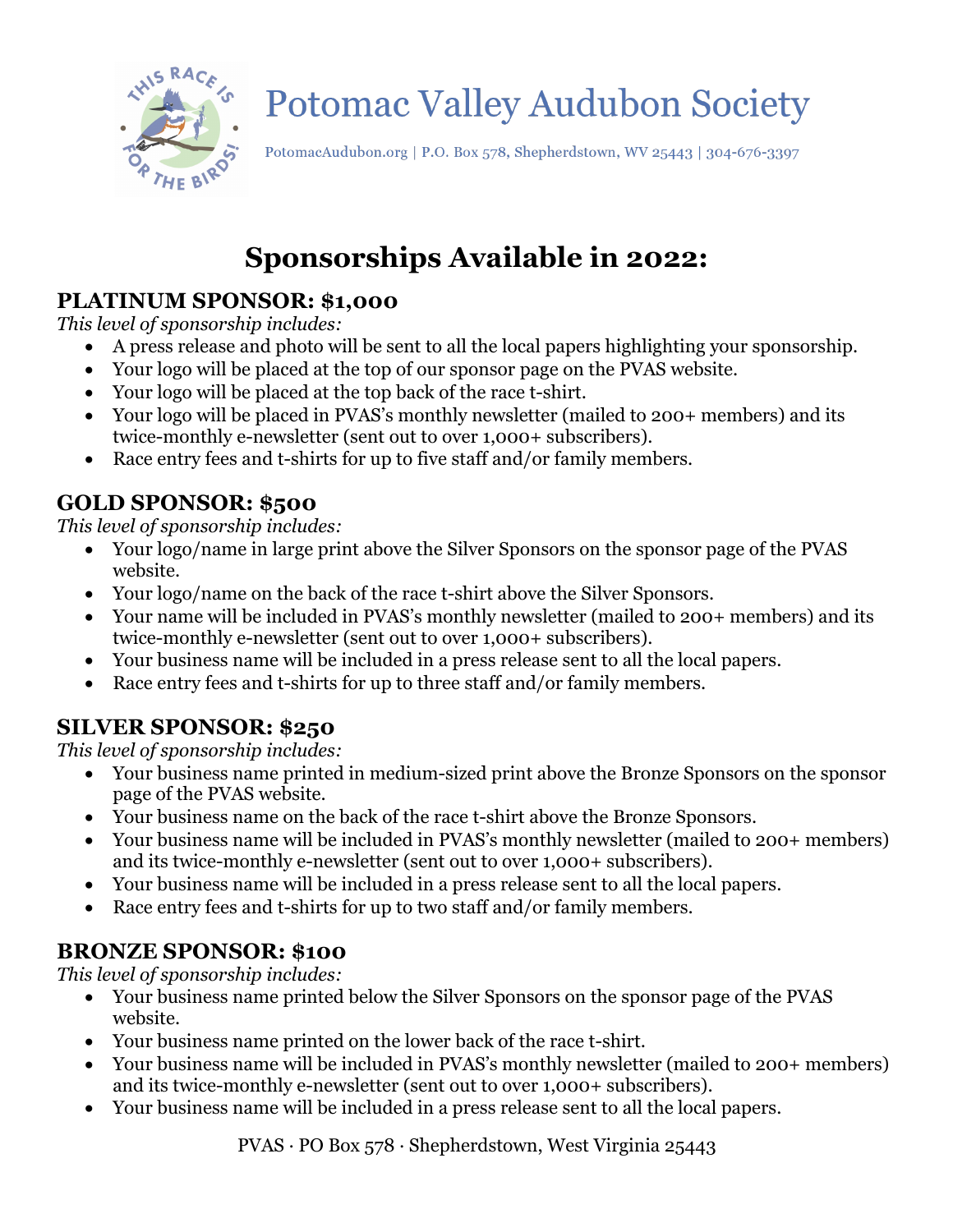# Potomac Valley Audubon Society

PotomacAudubon.org | P.O. Box 578, Shepherdstown, WV 25443 | 304-676-3397

## Sponsorships Available in 2022:

### PLATINUM SPONSOR: $1,000

*This level of sponsorship includes:*

- A press release and photo will be sent to all the local papers highlighting your sponsorship.
- Your logo will be placed at the top of our sponsor page on the PVAS website.
- Your logo will be placed at the top back of the race t-shirt.
- Your logo will be placed in PVAS's monthly newsletter (mailed to 200+ members) and its twice-monthly e-newsletter (sent out to over 1,000+ subscribers).
- Race entry fees and t-shirts for up to five staff and/or family members.

### GOLD SPONSOR: $500

*This level of sponsorship includes:*

- Your logo/name in large print above the Silver Sponsors on the sponsor page of the PVAS website.
- Your logo/name on the back of the race t-shirt above the Silver Sponsors.
- Your name will be included in PVAS's monthly newsletter (mailed to 200+ members) and its twice-monthly e-newsletter (sent out to over 1,000+ subscribers).
- Your business name will be included in a press release sent to all the local papers.
- Race entry fees and t-shirts for up to three staff and/or family members.

### SILVER SPONSOR: $250

*This level of sponsorship includes:*

- Your business name printed in medium-sized print above the Bronze Sponsors on the sponsor page of the PVAS website.
- Your business name on the back of the race t-shirt above the Bronze Sponsors.
- Your business name will be included in PVAS's monthly newsletter (mailed to 200+ members) and its twice-monthly e-newsletter (sent out to over 1,000+ subscribers).
- Your business name will be included in a press release sent to all the local papers.
- Race entry fees and t-shirts for up to two staff and/or family members.

### BRONZE SPONSOR: $100

*This level of sponsorship includes:*

- Your business name printed below the Silver Sponsors on the sponsor page of the PVAS website.
- Your business name printed on the lower back of the race t-shirt.
- Your business name will be included in PVAS's monthly newsletter (mailed to 200+ members) and its twice-monthly e-newsletter (sent out to over 1,000+ subscribers).
- Your business name will be included in a press release sent to all the local papers.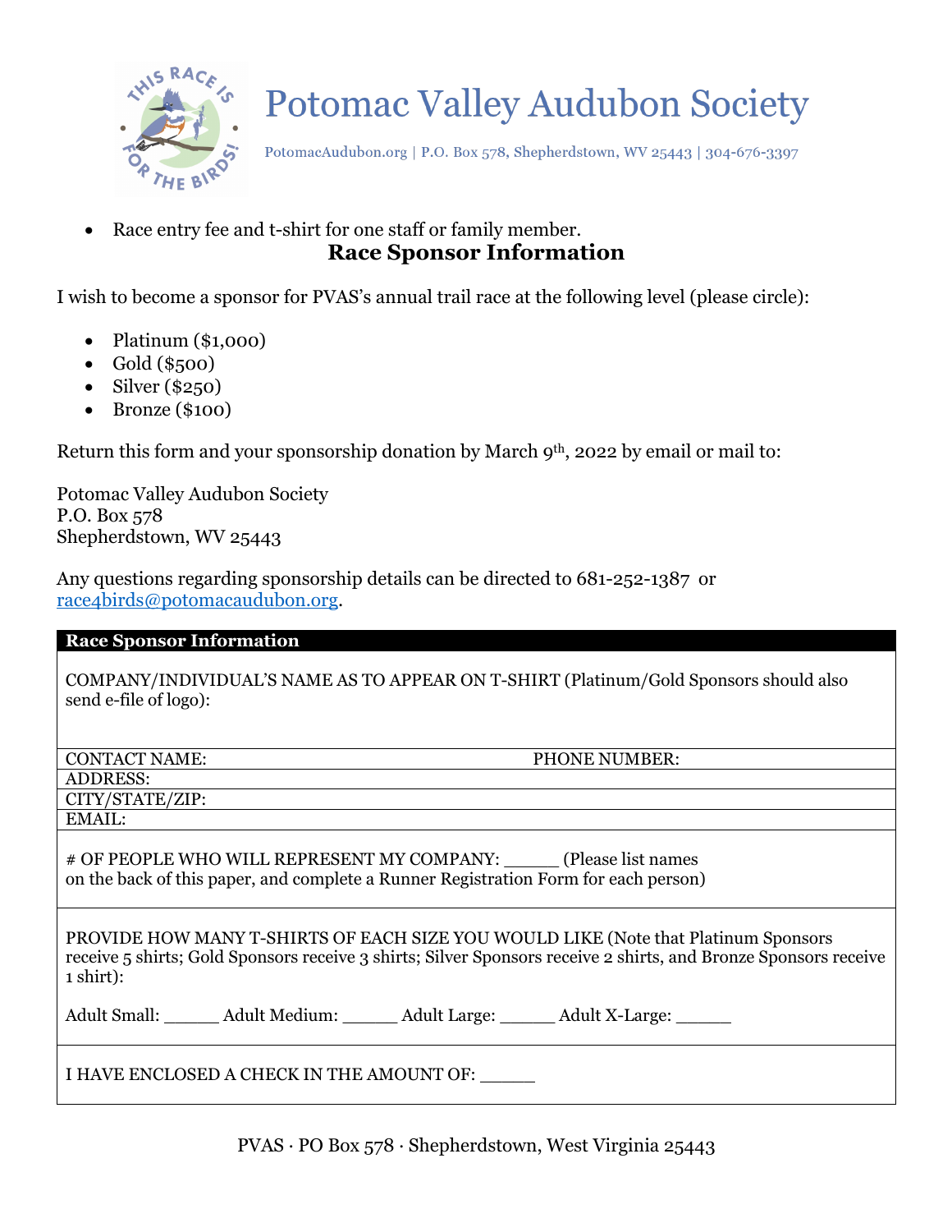# Potomac Valley Audubon Society

PotomacAudubon.org | P.O. Box 578, Shepherdstown, WV 25443 | 304-676-3397

- Race entry fee and t-shirt for one staff or family member.

## Race Sponsor Information

I wish to become a sponsor for PVAS's annual trail race at the following level (please circle):

- Platinum ($1,000)
- Gold ($500)
- Silver ($250)
- Bronze ($100)

Return this form and your sponsorship donation by March 9th, 2022 by email or mail to:

Potomac Valley Audubon Society
P.O. Box 578
Shepherdstown, WV 25443

Any questions regarding sponsorship details can be directed to 681-252-1387 or race4birds@potomacaudubon.org.

| Race Sponsor Information | |
|---|---|
| COMPANY/INDIVIDUAL'S NAME AS TO APPEAR ON T-SHIRT (Platinum/Gold Sponsors should also send e-file of logo): | |
| CONTACT NAME: | PHONE NUMBER: |
| ADDRESS: | |
| CITY/STATE/ZIP: | |
| EMAIL: | |
| # OF PEOPLE WHO WILL REPRESENT MY COMPANY: _____ (Please list names on the back of this paper, and complete a Runner Registration Form for each person) | |
| PROVIDE HOW MANY T-SHIRTS OF EACH SIZE YOU WOULD LIKE (Note that Platinum Sponsors receive 5 shirts; Gold Sponsors receive 3 shirts; Silver Sponsors receive 2 shirts, and Bronze Sponsors receive 1 shirt):<br><br>Adult Small: _____ Adult Medium: _____ Adult Large: _____ Adult X-Large: _____ | |
| I HAVE ENCLOSED A CHECK IN THE AMOUNT OF: _____ | |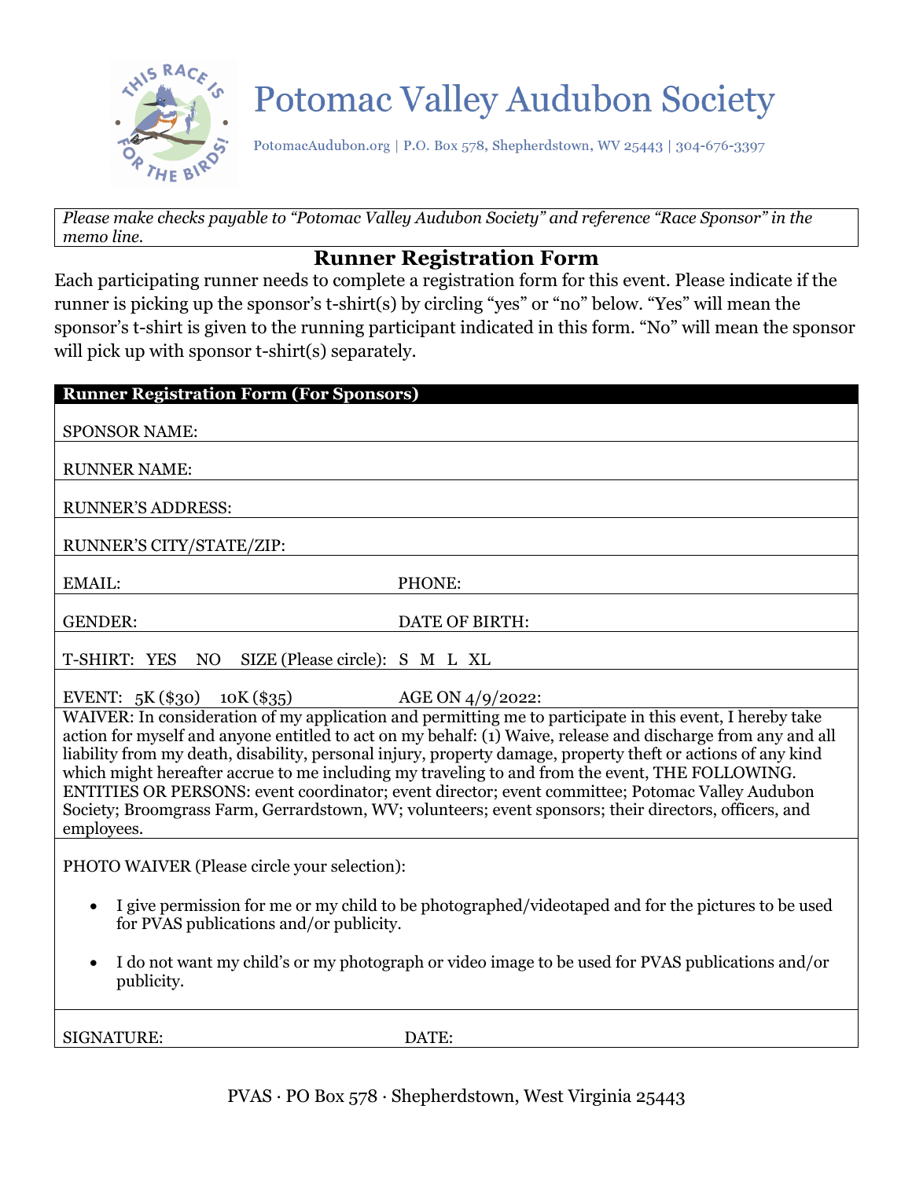# Potomac Valley Audubon Society

PotomacAudubon.org | P.O. Box 578, Shepherdstown, WV 25443 | 304-676-3397

*Please make checks payable to "Potomac Valley Audubon Society" and reference "Race Sponsor" in the memo line.*

## Runner Registration Form

Each participating runner needs to complete a registration form for this event. Please indicate if the runner is picking up the sponsor's t-shirt(s) by circling "yes" or "no" below. "Yes" will mean the sponsor's t-shirt is given to the running participant indicated in this form. "No" will mean the sponsor will pick up with sponsor t-shirt(s) separately.

**Runner Registration Form (For Sponsors)**

SPONSOR NAME:

RUNNER NAME:

RUNNER'S ADDRESS:

RUNNER'S CITY/STATE/ZIP:

EMAIL: PHONE:

GENDER: DATE OF BIRTH:

T-SHIRT: YES NO SIZE (Please circle): S M L XL

EVENT: 5K ($30) 10K ($35) AGE ON 4/9/2022:

WAIVER: In consideration of my application and permitting me to participate in this event, I hereby take action for myself and anyone entitled to act on my behalf: (1) Waive, release and discharge from any and all liability from my death, disability, personal injury, property damage, property theft or actions of any kind which might hereafter accrue to me including my traveling to and from the event, THE FOLLOWING. ENTITIES OR PERSONS: event coordinator; event director; event committee; Potomac Valley Audubon Society; Broomgrass Farm, Gerrardstown, WV; volunteers; event sponsors; their directors, officers, and employees.

PHOTO WAIVER (Please circle your selection):

- I give permission for me or my child to be photographed/videotaped and for the pictures to be used for PVAS publications and/or publicity.
- I do not want my child's or my photograph or video image to be used for PVAS publications and/or publicity.

SIGNATURE: DATE:

PVAS · PO Box 578 · Shepherdstown, West Virginia 25443